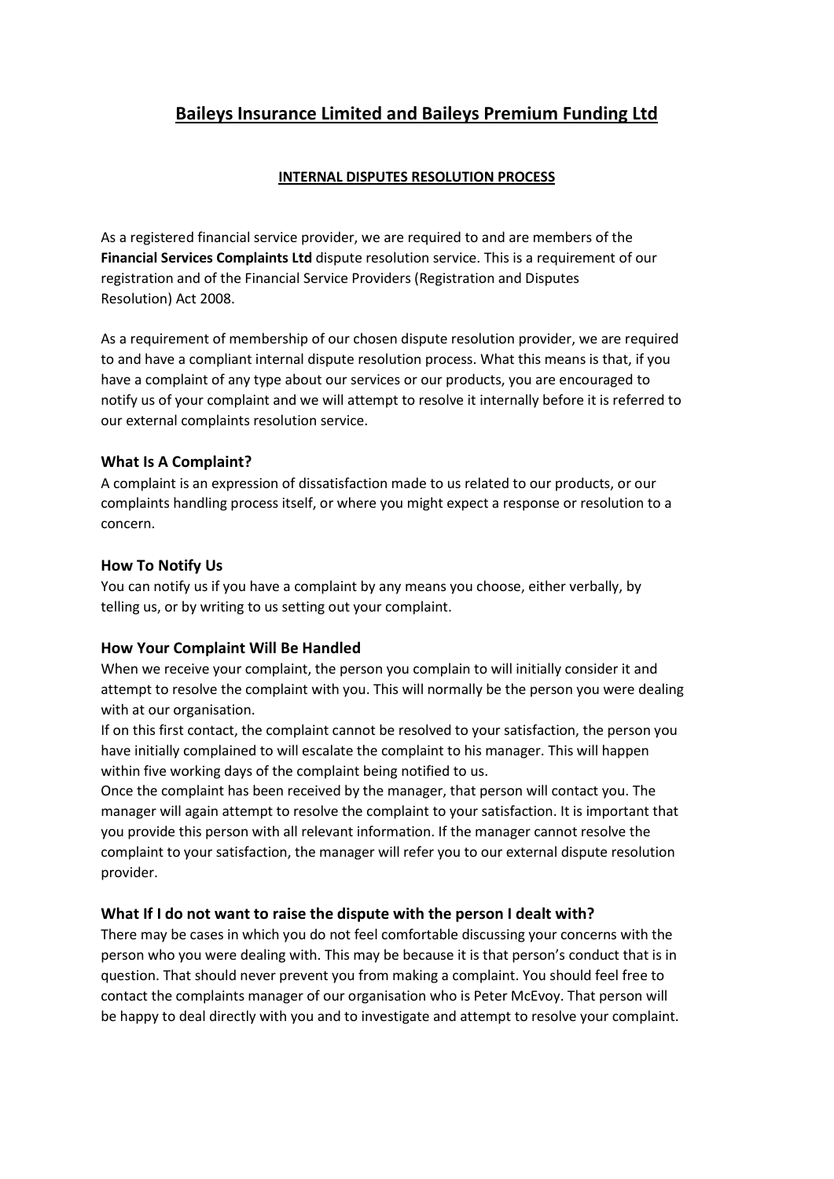# Baileys Insurance Limited and Baileys Premium Funding Ltd

## INTERNAL DISPUTES RESOLUTION PROCESS

As a registered financial service provider, we are required to and are members of the **Financial Services Complaints Ltd** dispute resolution service. This is a requirement of our registration and of the Financial Service Providers (Registration and Disputes Resolution) Act 2008.

As a requirement of membership of our chosen dispute resolution provider, we are required to and have a compliant internal dispute resolution process. What this means is that, if you have a complaint of any type about our services or our products, you are encouraged to notify us of your complaint and we will attempt to resolve it internally before it is referred to our external complaints resolution service.

### What Is A Complaint?

A complaint is an expression of dissatisfaction made to us related to our products, or our complaints handling process itself, or where you might expect a response or resolution to a concern.

### How To Notify Us

You can notify us if you have a complaint by any means you choose, either verbally, by telling us, or by writing to us setting out your complaint.

### How Your Complaint Will Be Handled

When we receive your complaint, the person you complain to will initially consider it and attempt to resolve the complaint with you. This will normally be the person you were dealing with at our organisation.

If on this first contact, the complaint cannot be resolved to your satisfaction, the person you have initially complained to will escalate the complaint to his manager. This will happen within five working days of the complaint being notified to us.

Once the complaint has been received by the manager, that person will contact you. The manager will again attempt to resolve the complaint to your satisfaction. It is important that you provide this person with all relevant information. If the manager cannot resolve the complaint to your satisfaction, the manager will refer you to our external dispute resolution provider.

### What If I do not want to raise the dispute with the person I dealt with?

There may be cases in which you do not feel comfortable discussing your concerns with the person who you were dealing with. This may be because it is that person's conduct that is in question. That should never prevent you from making a complaint. You should feel free to contact the complaints manager of our organisation who is Peter McEvoy. That person will be happy to deal directly with you and to investigate and attempt to resolve your complaint.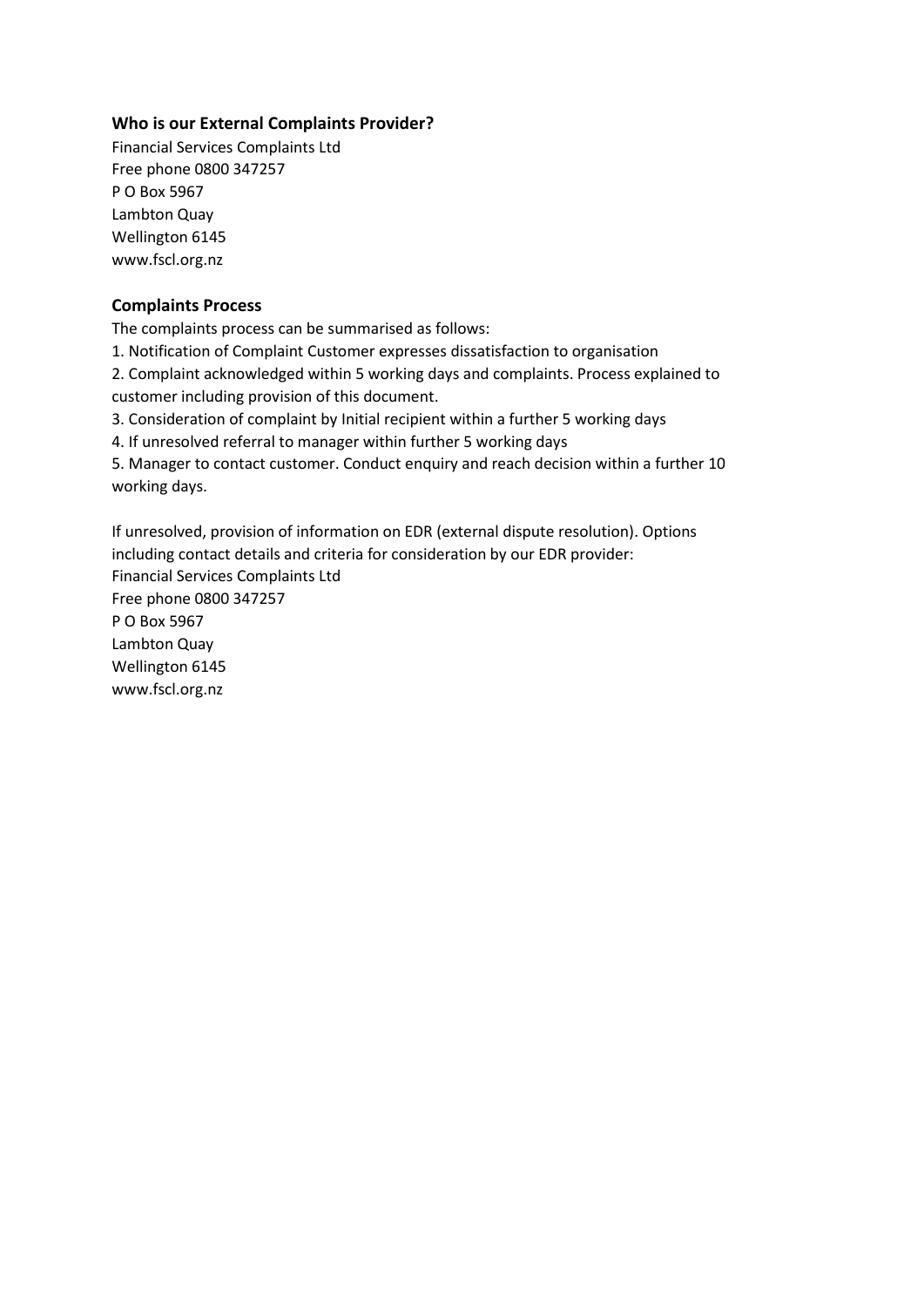### Who is our External Complaints Provider?

Financial Services Complaints Ltd
Free phone 0800 347257
P O Box 5967
Lambton Quay
Wellington 6145
www.fscl.org.nz

### Complaints Process

The complaints process can be summarised as follows:

1. Notification of Complaint Customer expresses dissatisfaction to organisation
2. Complaint acknowledged within 5 working days and complaints. Process explained to customer including provision of this document.
3. Consideration of complaint by Initial recipient within a further 5 working days
4. If unresolved referral to manager within further 5 working days
5. Manager to contact customer. Conduct enquiry and reach decision within a further 10 working days.

If unresolved, provision of information on EDR (external dispute resolution). Options including contact details and criteria for consideration by our EDR provider:
Financial Services Complaints Ltd
Free phone 0800 347257
P O Box 5967
Lambton Quay
Wellington 6145
www.fscl.org.nz